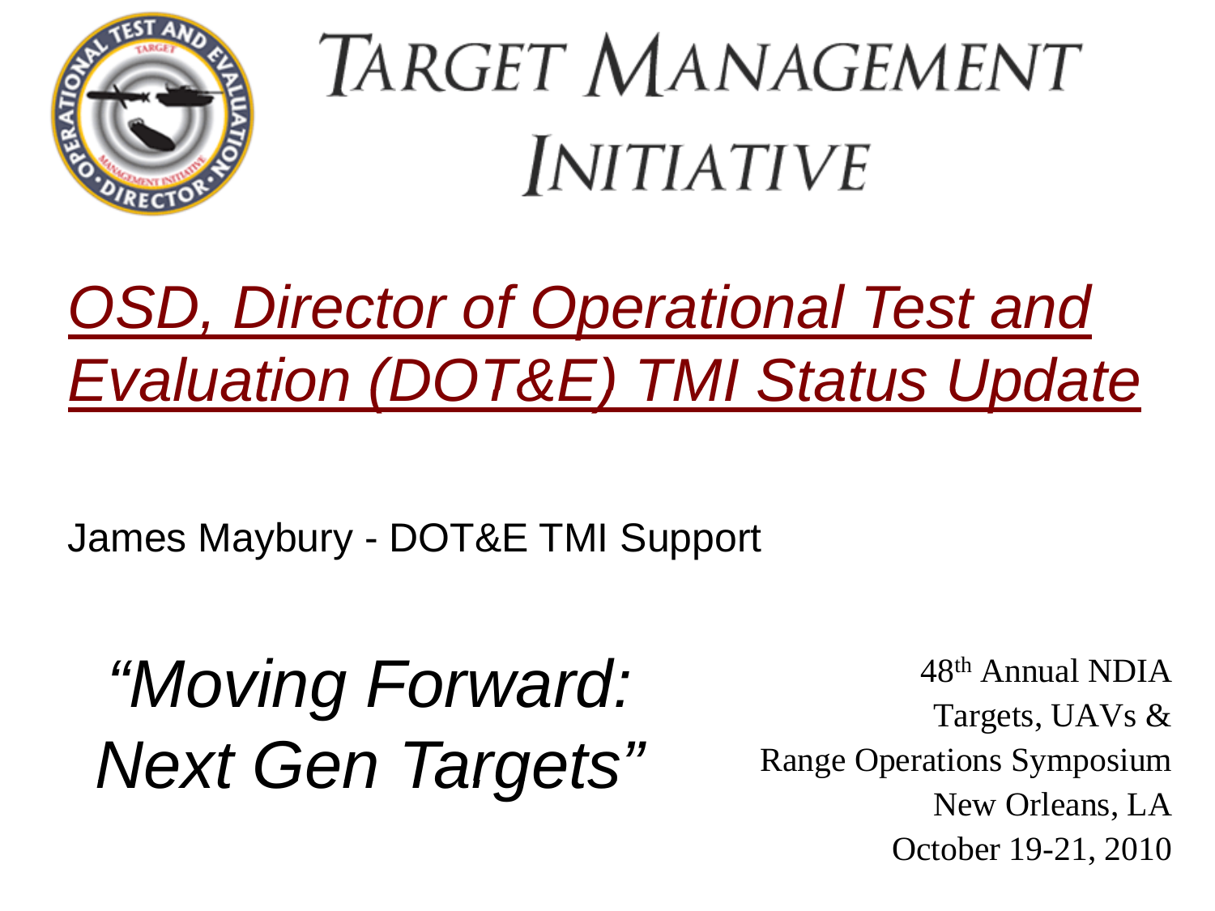# TARGET MANAGEMENT INITIATIVE

## *OSD, Director of Operational Test and Evaluation (DOT&E) TMI Status Update*

James Maybury - DOT&E TMI Support

*"Moving Forward: Next Gen Targets"*

48th Annual NDIA
Targets, UAVs &
Range Operations Symposium
New Orleans, LA
October 19-21, 2010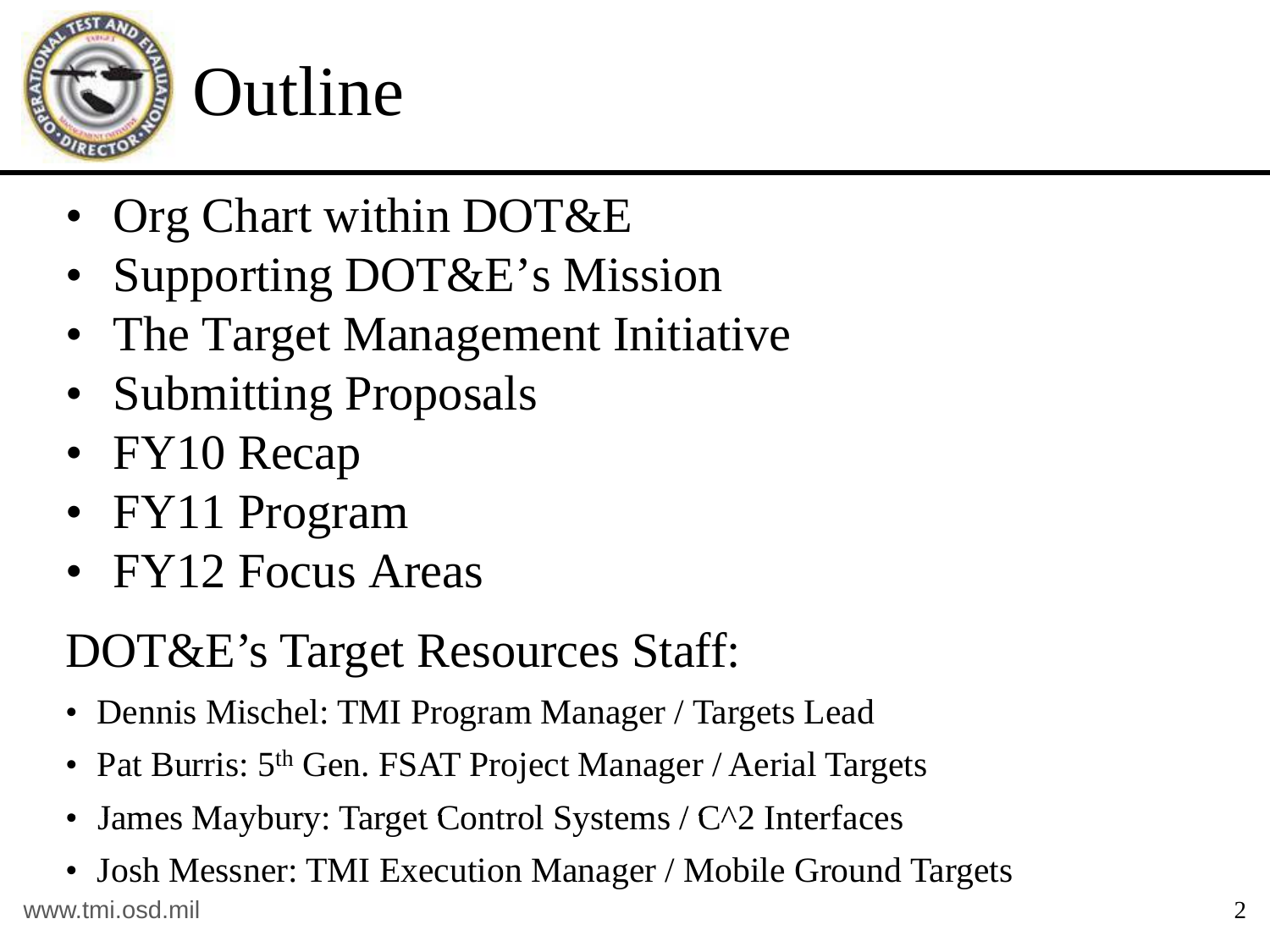# Outline

- Org Chart within DOT&E
- Supporting DOT&E's Mission
- The Target Management Initiative
- Submitting Proposals
- FY10 Recap
- FY11 Program
- FY12 Focus Areas

## DOT&E's Target Resources Staff:

- Dennis Mischel: TMI Program Manager / Targets Lead
- Pat Burris: 5th Gen. FSAT Project Manager / Aerial Targets
- James Maybury: Target Control Systems / C^2 Interfaces
- Josh Messner: TMI Execution Manager / Mobile Ground Targets

www.tmi.osd.mil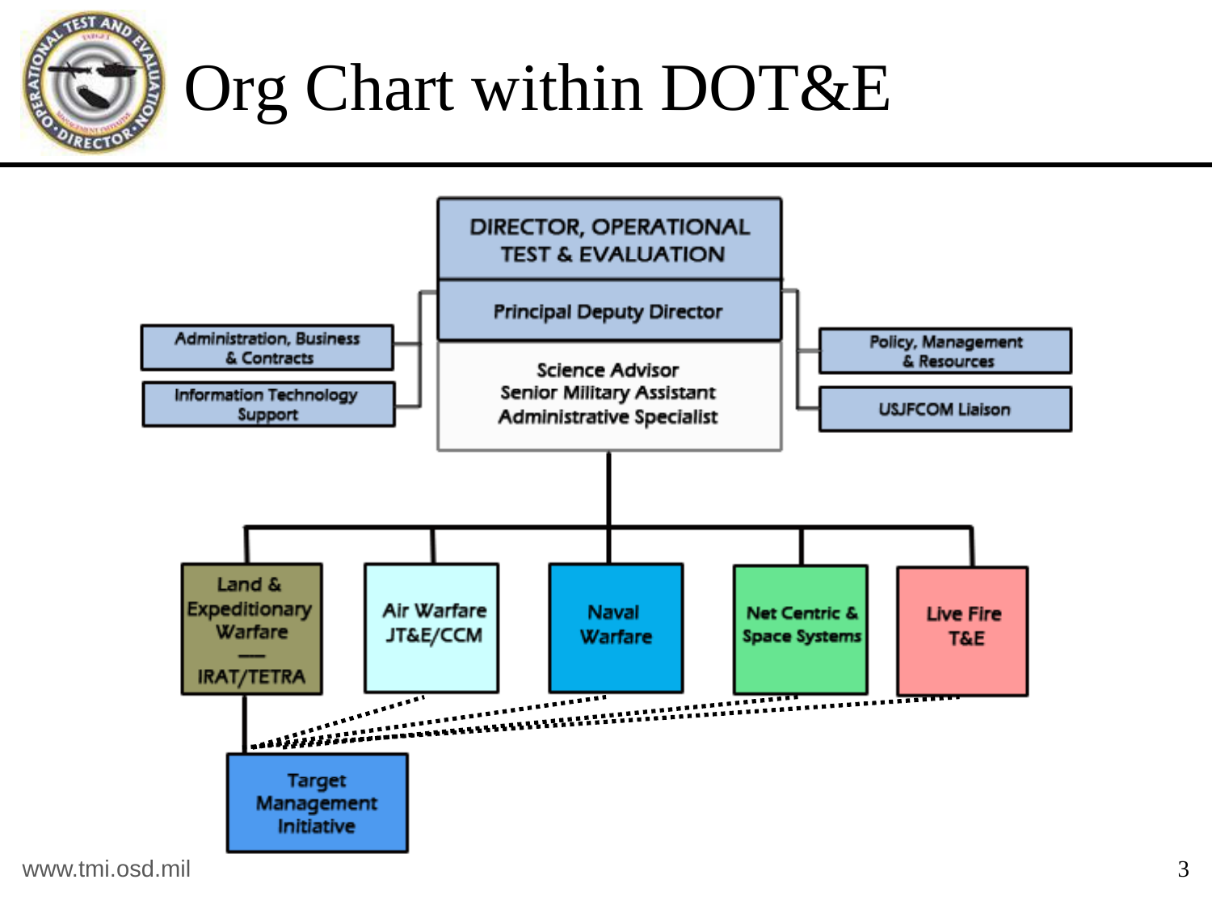# Org Chart within DOT&E

- DIRECTOR, OPERATIONAL TEST & EVALUATION
  - Principal Deputy Director
  - Science Advisor
  - Senior Military Assistant
  - Administrative Specialist
  - Administration, Business & Contracts
  - Information Technology Support
  - Policy, Management & Resources
  - USJFCOM Liaison
  - Land & Expeditionary Warfare — IRAT/TETRA
    - Target Management Initiative
  - Air Warfare JT&E/CCM
  - Naval Warfare
  - Net Centric & Space Systems
  - Live Fire T&E

www.tmi.osd.mil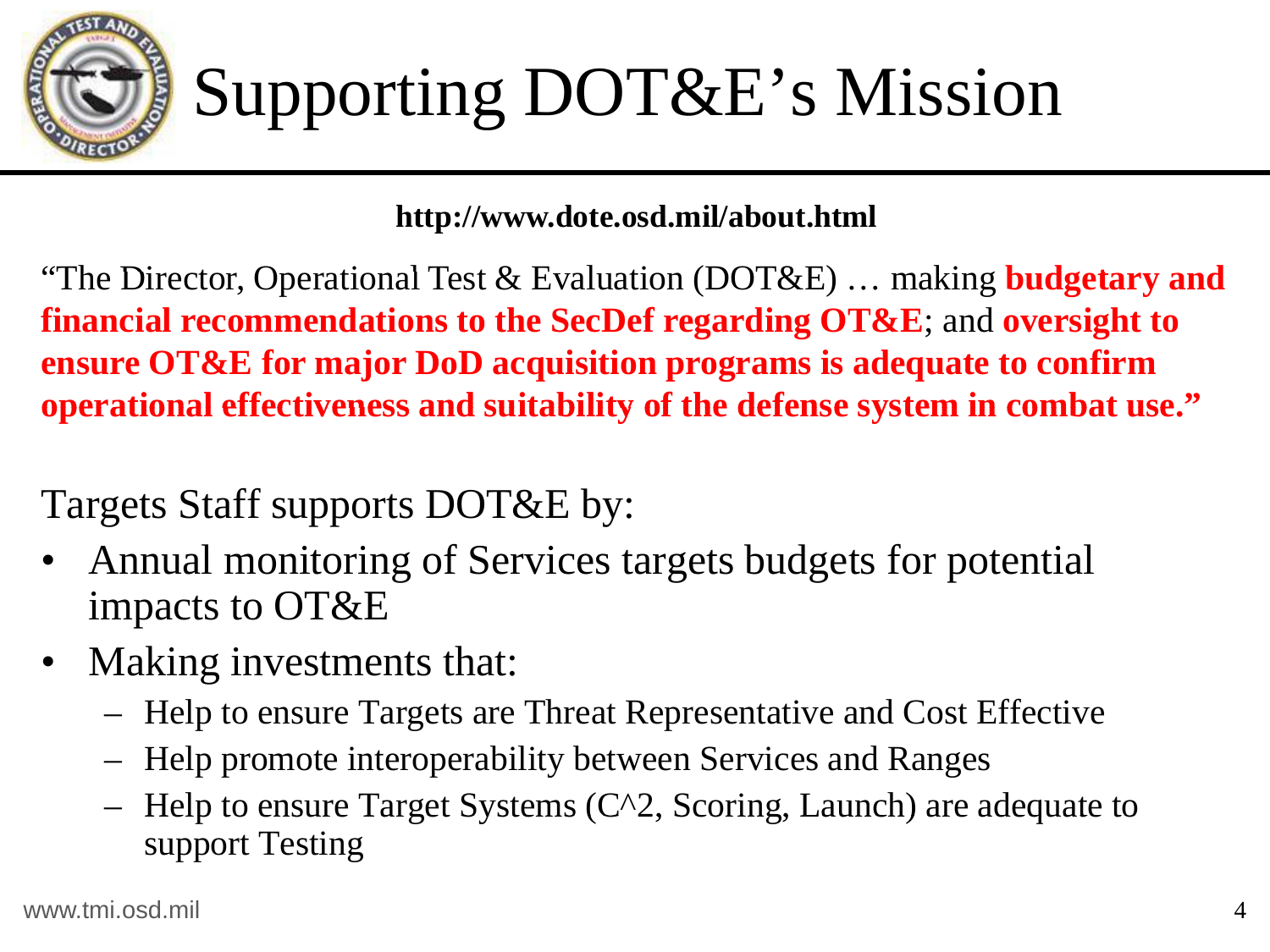# Supporting DOT&E's Mission

**http://www.dote.osd.mil/about.html**

"The Director, Operational Test & Evaluation (DOT&E) … making **budgetary and financial recommendations to the SecDef regarding OT&E**; and **oversight to ensure OT&E for major DoD acquisition programs is adequate to confirm operational effectiveness and suitability of the defense system in combat use."**

Targets Staff supports DOT&E by:

- Annual monitoring of Services targets budgets for potential impacts to OT&E
- Making investments that:
  - Help to ensure Targets are Threat Representative and Cost Effective
  - Help promote interoperability between Services and Ranges
  - Help to ensure Target Systems (C^2, Scoring, Launch) are adequate to support Testing

www.tmi.osd.mil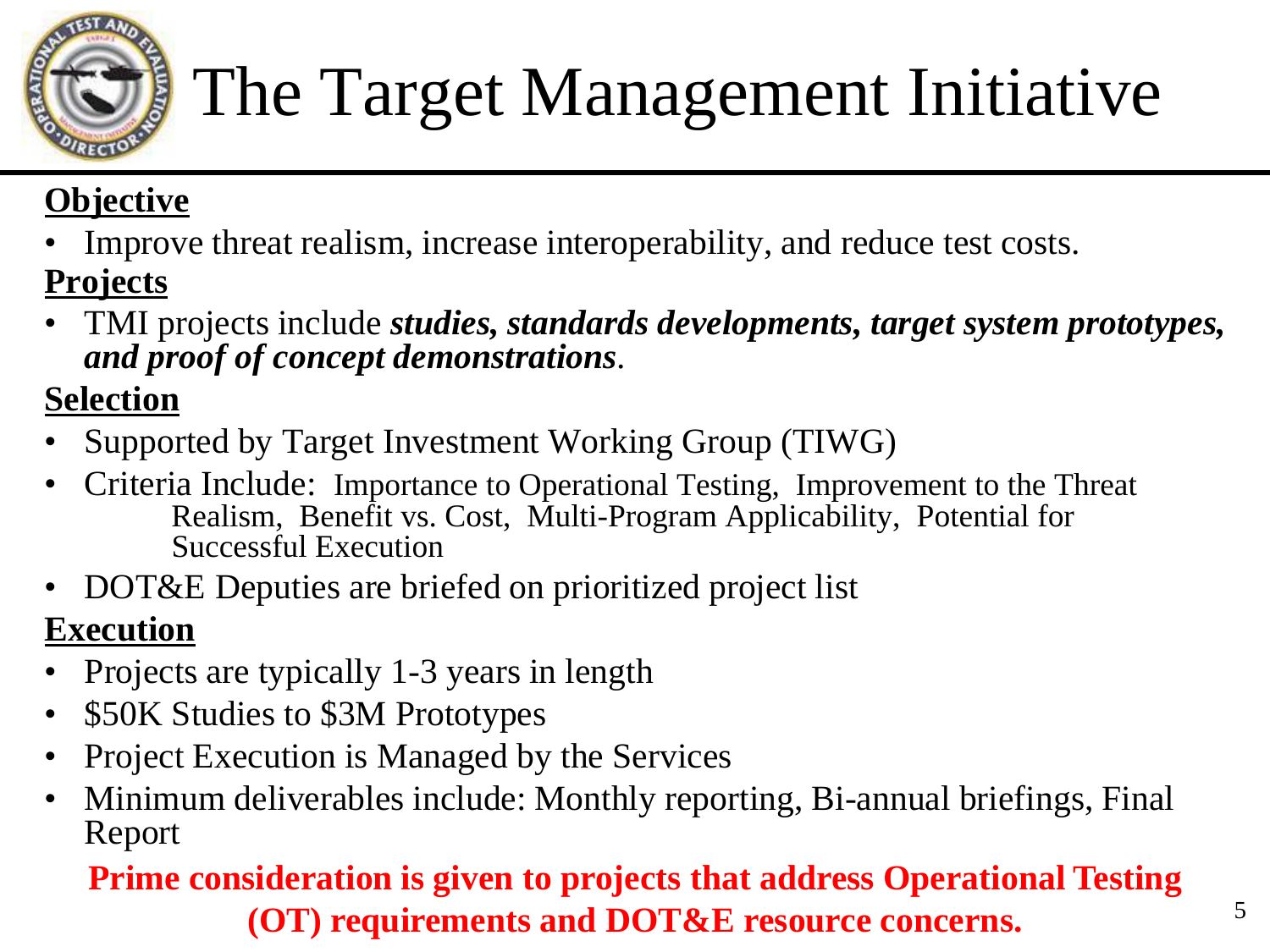# The Target Management Initiative

**Objective**

- Improve threat realism, increase interoperability, and reduce test costs.

**Projects**

- TMI projects include ***studies, standards developments, target system prototypes, and proof of concept demonstrations***.

**Selection**

- Supported by Target Investment Working Group (TIWG)
- Criteria Include: Importance to Operational Testing, Improvement to the Threat Realism, Benefit vs. Cost, Multi-Program Applicability, Potential for Successful Execution
- DOT&E Deputies are briefed on prioritized project list

**Execution**

- Projects are typically 1-3 years in length
- $50K Studies to $3M Prototypes
- Project Execution is Managed by the Services
- Minimum deliverables include: Monthly reporting, Bi-annual briefings, Final Report

**Prime consideration is given to projects that address Operational Testing (OT) requirements and DOT&E resource concerns.**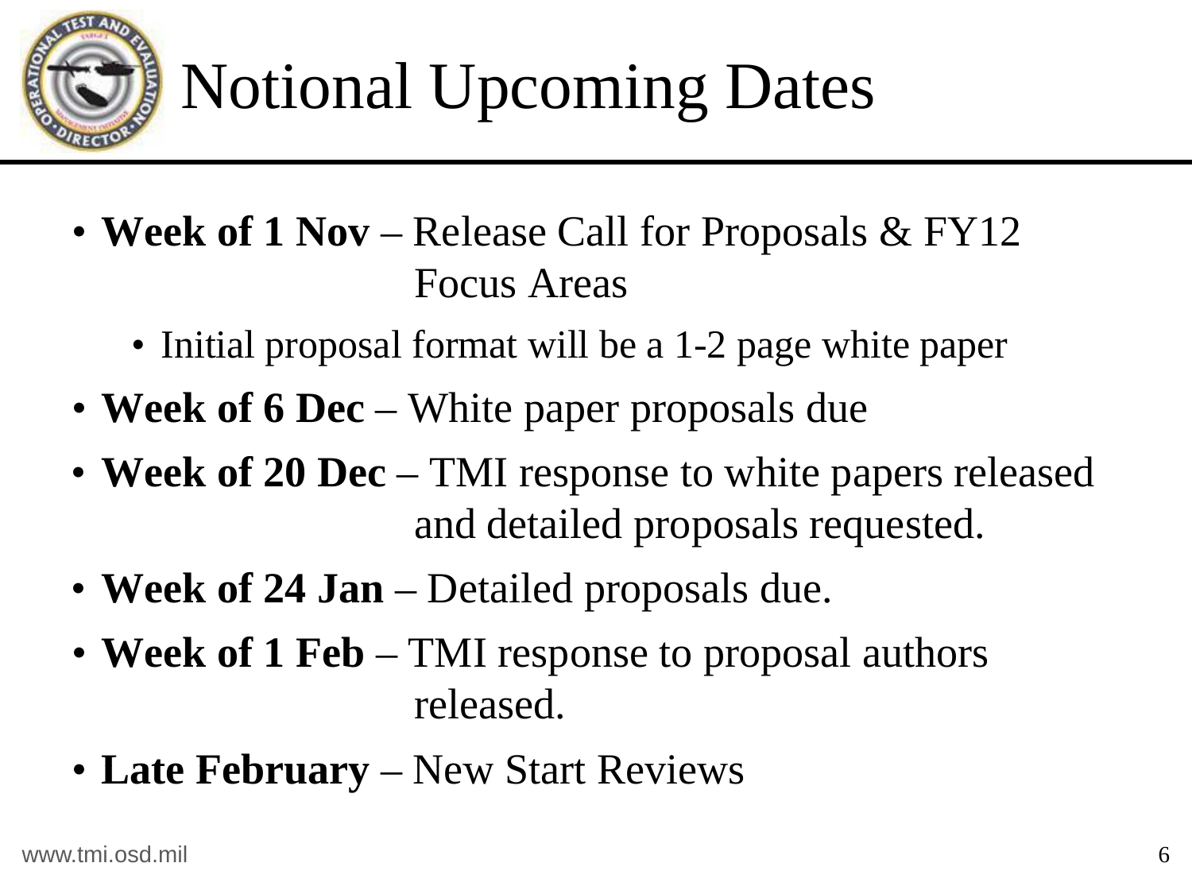# Notional Upcoming Dates

- **Week of 1 Nov** – Release Call for Proposals & FY12 Focus Areas
  - Initial proposal format will be a 1-2 page white paper
- **Week of 6 Dec** – White paper proposals due
- **Week of 20 Dec** – TMI response to white papers released and detailed proposals requested.
- **Week of 24 Jan** – Detailed proposals due.
- **Week of 1 Feb** – TMI response to proposal authors released.
- **Late February** – New Start Reviews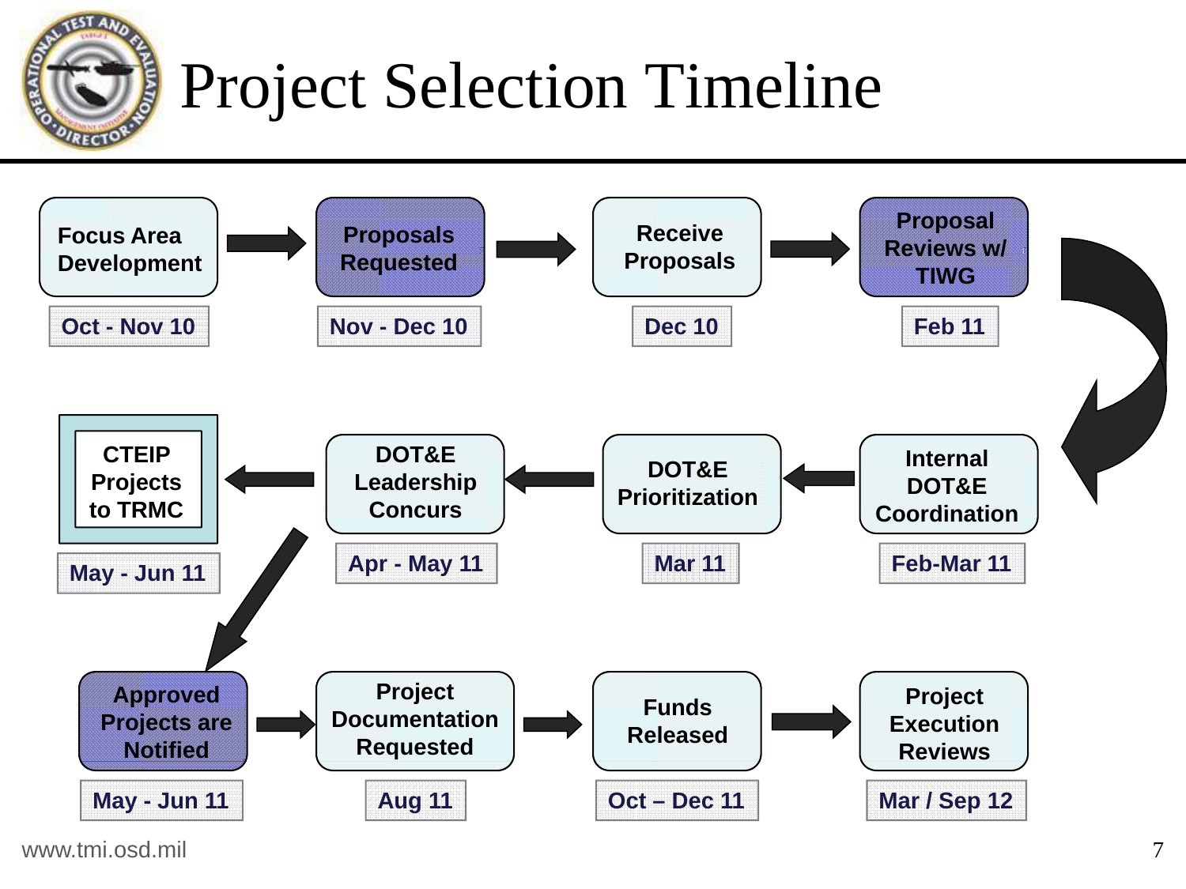# Project Selection Timeline

| Step | Activity | Timeframe |
|---|---|---|
| 1 | Focus Area Development | Oct - Nov 10 |
| 2 | Proposals Requested | Nov - Dec 10 |
| 3 | Receive Proposals | Dec 10 |
| 4 | Proposal Reviews w/ TIWG | Feb 11 |
| 5 | Internal DOT&E Coordination | Feb-Mar 11 |
| 6 | DOT&E Prioritization | Mar 11 |
| 7 | DOT&E Leadership Concurs | Apr - May 11 |
| 8 | CTEIP Projects to TRMC | May - Jun 11 |
| 9 | Approved Projects are Notified | May - Jun 11 |
| 10 | Project Documentation Requested | Aug 11 |
| 11 | Funds Released | Oct – Dec 11 |
| 12 | Project Execution Reviews | Mar / Sep 12 |

www.tmi.osd.mil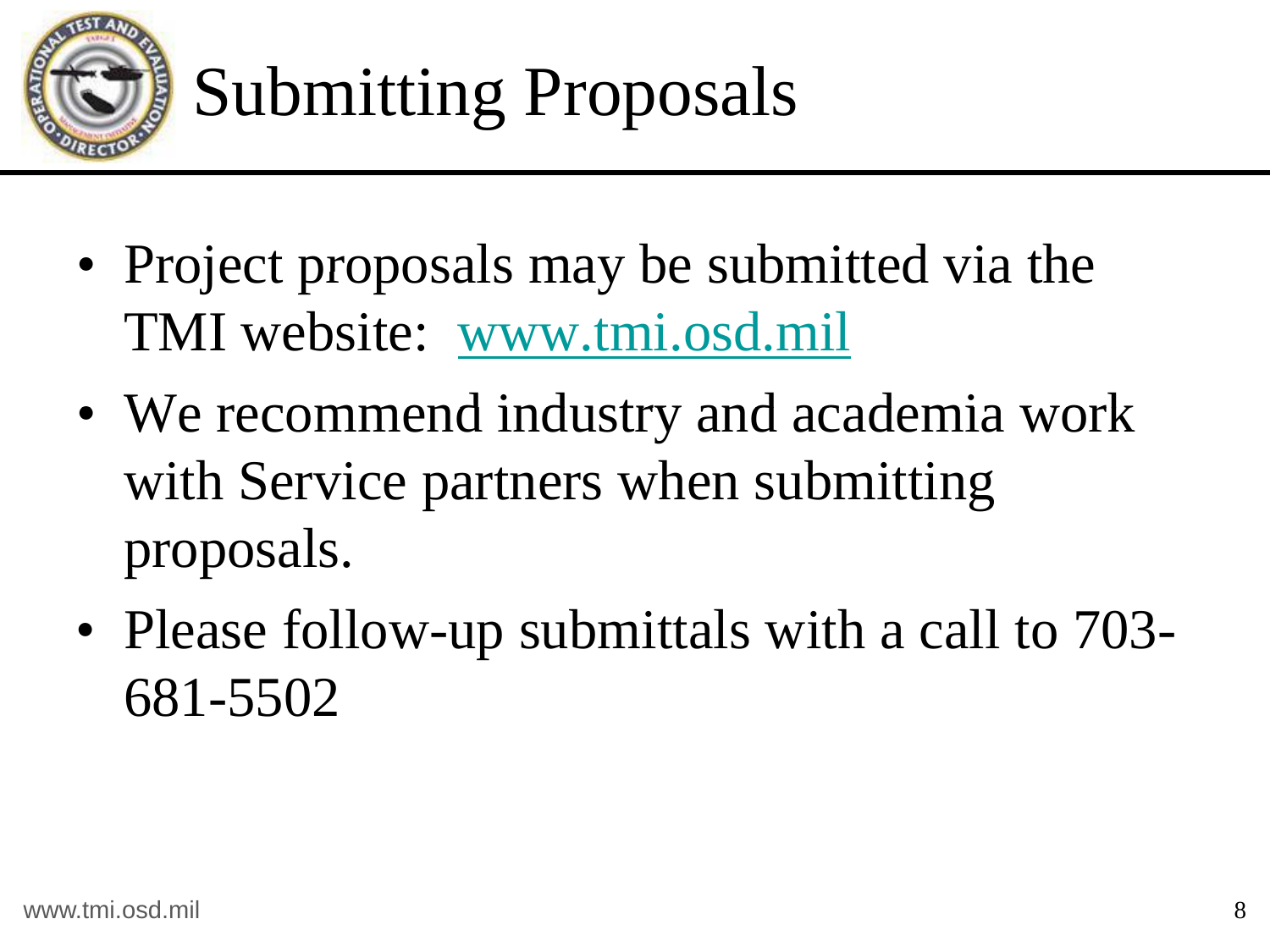# Submitting Proposals

- Project proposals may be submitted via the TMI website: www.tmi.osd.mil
- We recommend industry and academia work with Service partners when submitting proposals.
- Please follow-up submittals with a call to 703-681-5502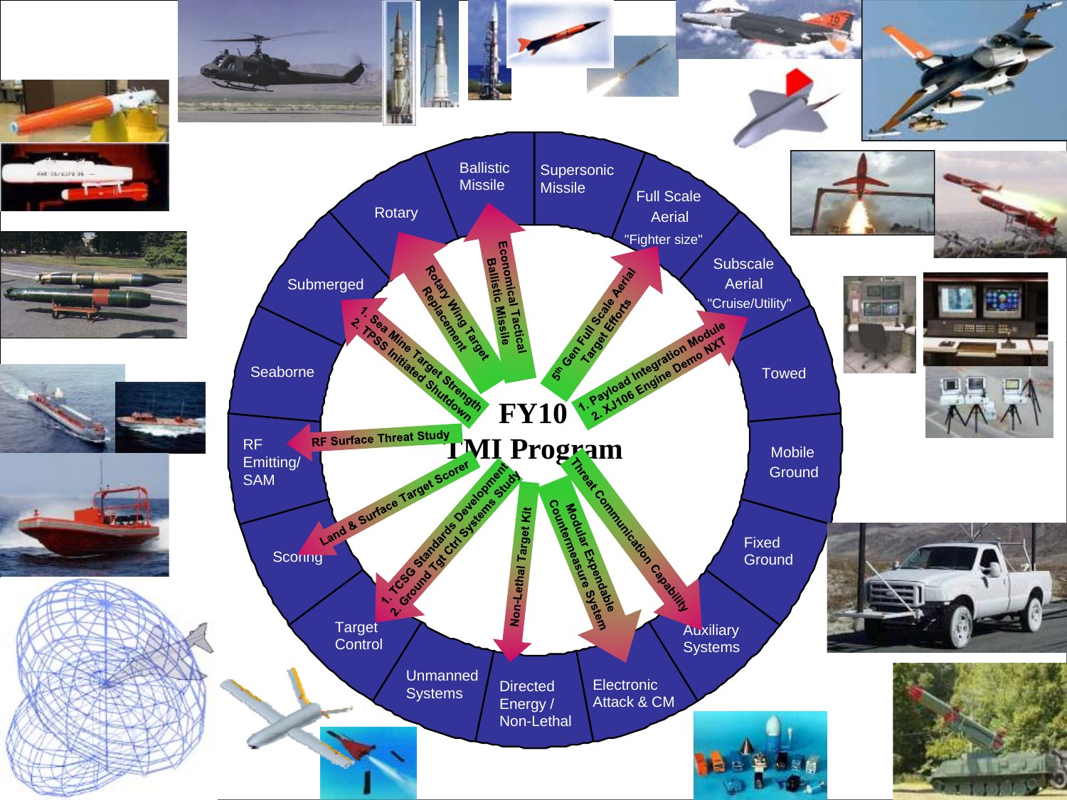# FY10 TMI Program

Ballistic Missile

Supersonic Missile

Full Scale Aerial "Fighter size"

Subscale Aerial "Cruise/Utility"

Towed

Mobile Ground

Fixed Ground

Auxiliary Systems

Electronic Attack & CM

Directed Energy / Non-Lethal

Unmanned Systems

Target Control

Scoring

RF Emitting/ SAM

Seaborne

Submerged

Rotary

- Economical Tactical Ballistic Missile
- 5th Gen Full Scale Aerial Target Efforts
- 1. Payload Integration Module 2. XJ106 Engine Demo NXT
- Threat Communication Capability
- Modular Expendable Countermeasure System
- Non-Lethal Target Kit
- 1. TCSG Standards Development 2. Ground Tgt Ctrl Systems Study
- Land & Surface Target Scorer
- RF Surface Threat Study
- 1. Sea Mine Target Strength 2. TPSS Initiated Shutdown
- Rotary Wing Target Replacement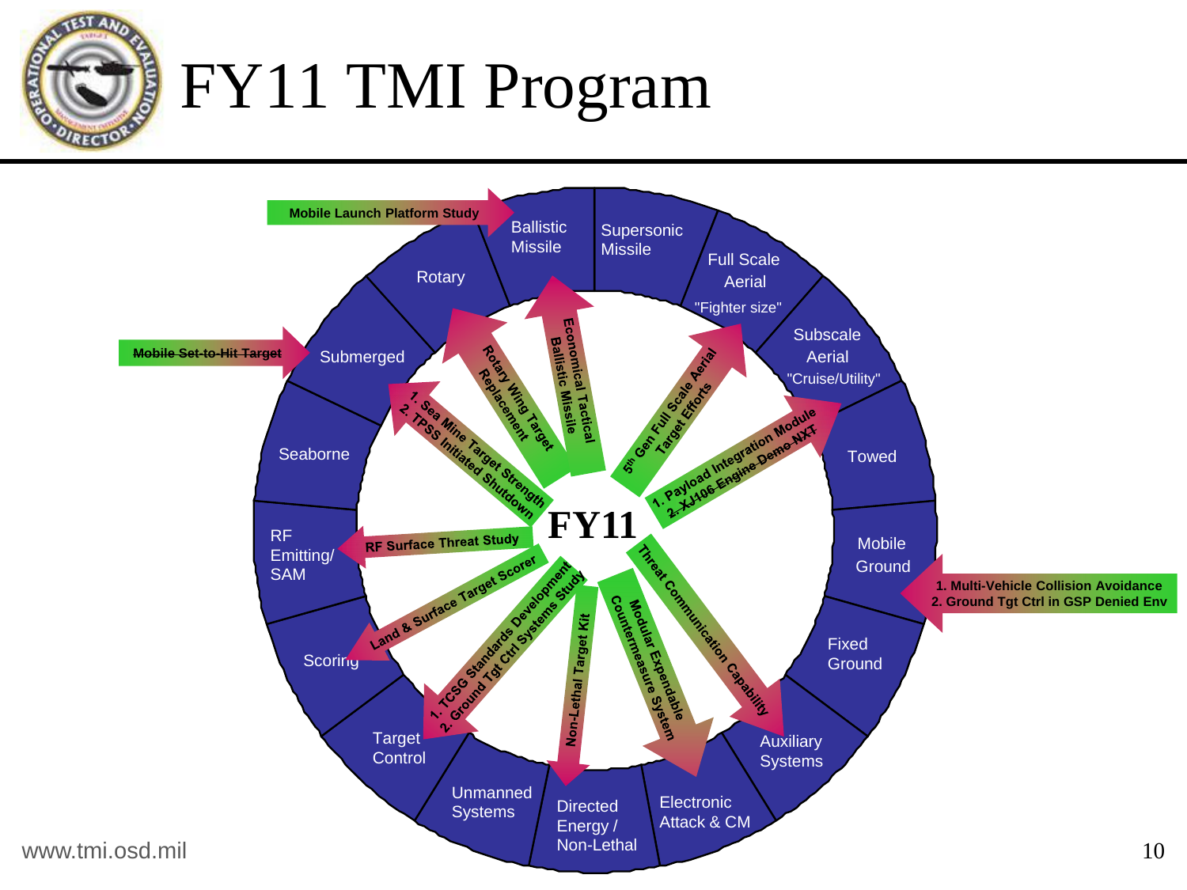# FY11 TMI Program

**FY11**

Ring categories:

- Ballistic Missile
- Supersonic Missile
- Full Scale Aerial "Fighter size"
- Subscale Aerial "Cruise/Utility"
- Towed
- Mobile Ground
- Fixed Ground
- Auxiliary Systems
- Electronic Attack & CM
- Directed Energy / Non-Lethal
- Unmanned Systems
- Target Control
- Scoring
- RF Emitting/ SAM
- Seaborne
- Submerged
- Rotary

Projects:

- Mobile Launch Platform Study
- Mobile Set-to-Hit Target
- Economical Tactical Ballistic Missile
- Rotary Wing Target Replacement
- 5th Gen Full Scale Aerial Target Efforts
- 1. Payload Integration Module 2. XJ106 Engine Demo NXT
- 1. Sea Mine Target Strength 2. TPSS Initiated Shutdown
- RF Surface Threat Study
- Land & Surface Target Scorer
- 1. TCSG Standards Development 2. Ground Tgt Ctrl Systems Study
- Non-Lethal Target Kit
- Modular Expendable Countermeasure System
- Threat Communication Capability
- 1. Multi-Vehicle Collision Avoidance 2. Ground Tgt Ctrl in GSP Denied Env

www.tmi.osd.mil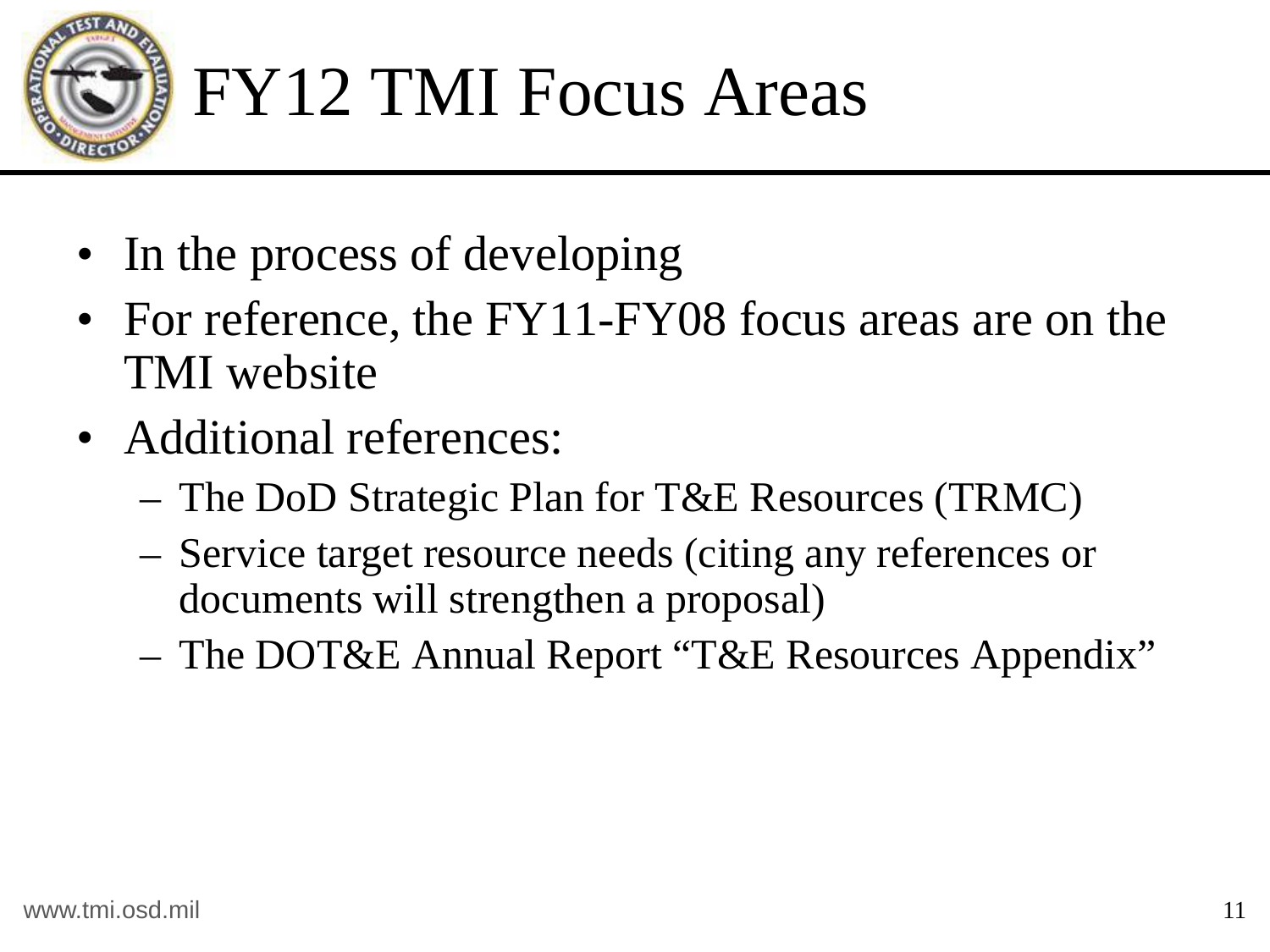# FY12 TMI Focus Areas

- In the process of developing
- For reference, the FY11-FY08 focus areas are on the TMI website
- Additional references:
  - The DoD Strategic Plan for T&E Resources (TRMC)
  - Service target resource needs (citing any references or documents will strengthen a proposal)
  - The DOT&E Annual Report "T&E Resources Appendix"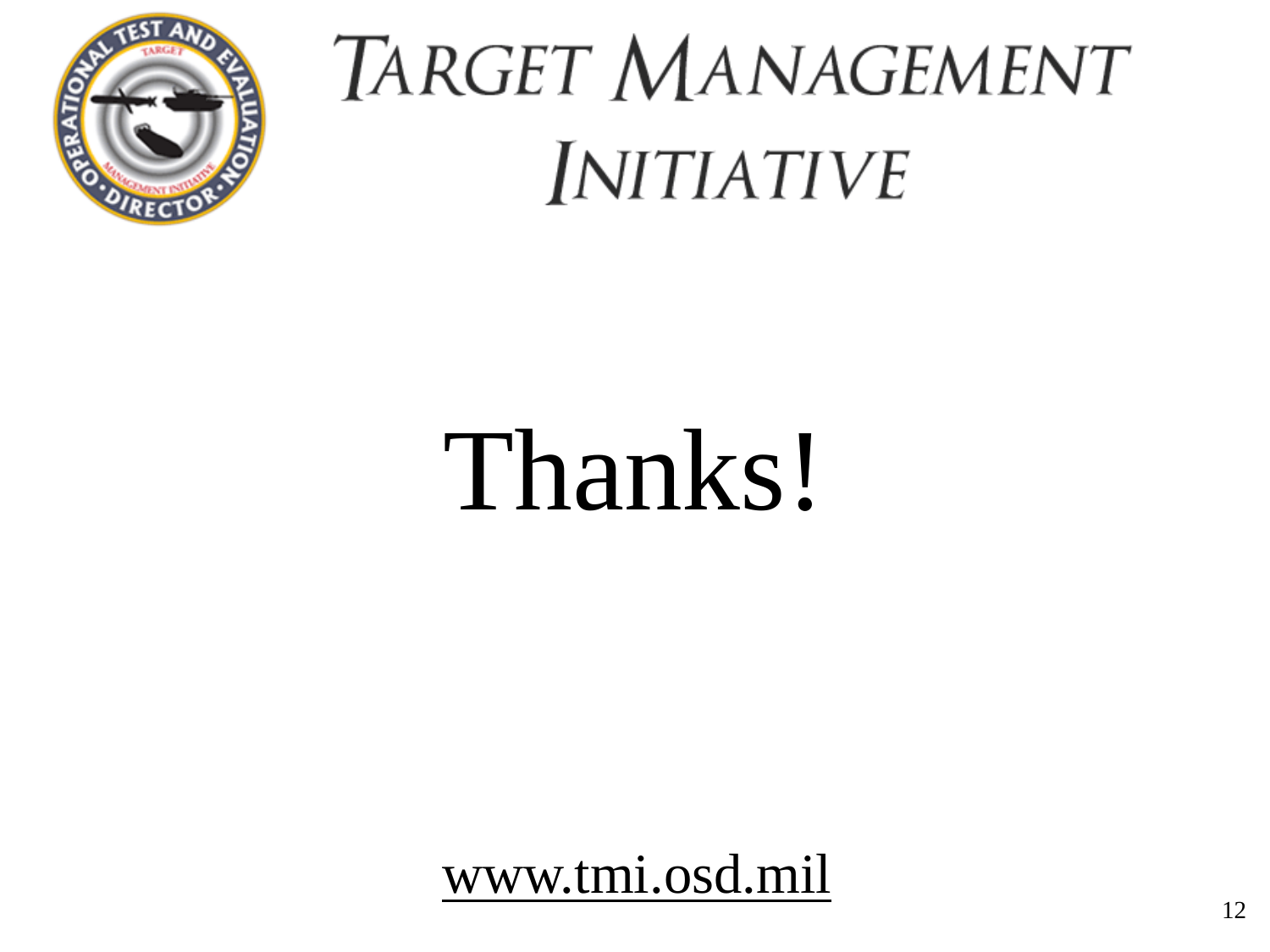# Target Management Initiative

# Thanks!

www.tmi.osd.mil